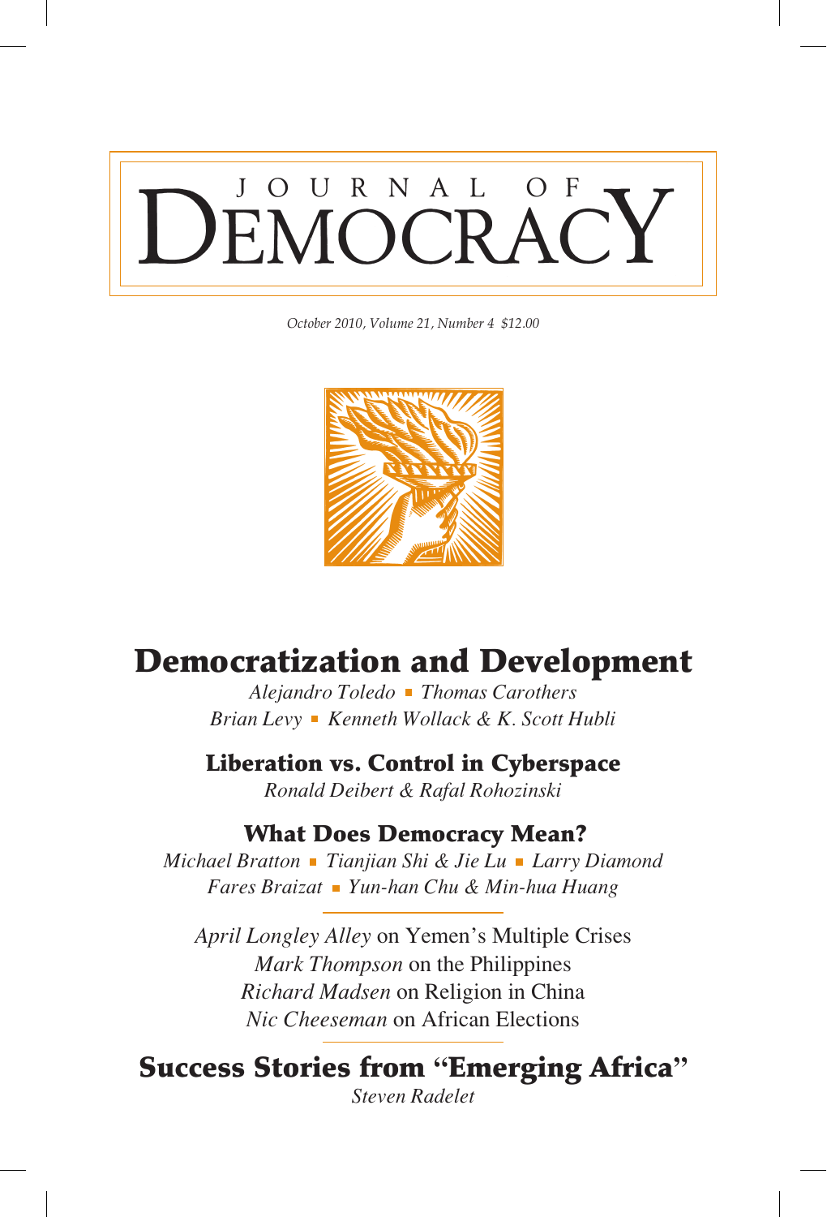# JOURNAL OF DEMOCRACY

*October 2010, Volume 21, Number 4 $12.00*

## Democratization and Development

*Alejandro Toledo* ▪ *Thomas Carothers*
*Brian Levy* ▪ *Kenneth Wollack & K. Scott Hubli*

## Liberation vs. Control in Cyberspace

*Ronald Deibert & Rafal Rohozinski*

## What Does Democracy Mean?

*Michael Bratton* ▪ *Tianjian Shi & Jie Lu* ▪ *Larry Diamond*
*Fares Braizat* ▪ *Yun-han Chu & Min-hua Huang*

*April Longley Alley* on Yemen's Multiple Crises
*Mark Thompson* on the Philippines
*Richard Madsen* on Religion in China
*Nic Cheeseman* on African Elections

## Success Stories from "Emerging Africa"

*Steven Radelet*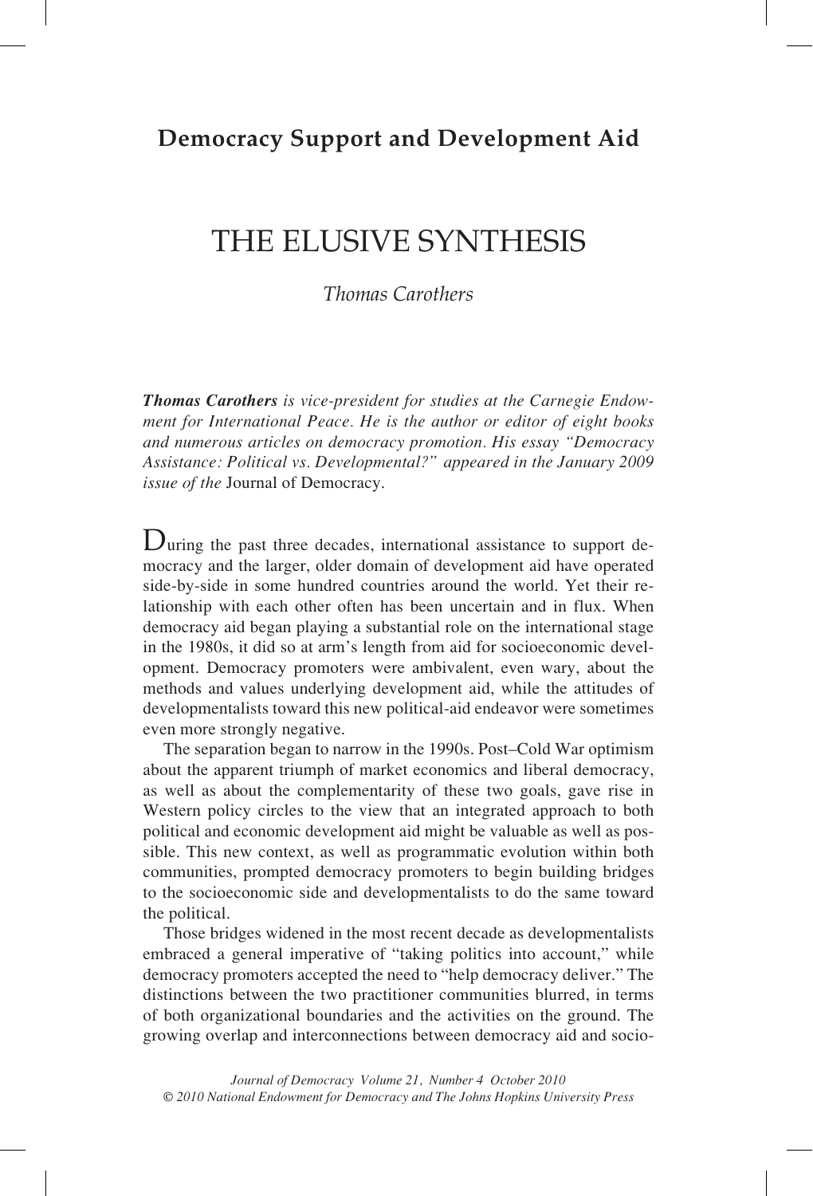## Democracy Support and Development Aid

# THE ELUSIVE SYNTHESIS

*Thomas Carothers*

***Thomas Carothers** is vice-president for studies at the Carnegie Endowment for International Peace. He is the author or editor of eight books and numerous articles on democracy promotion. His essay "Democracy Assistance: Political vs. Developmental?" appeared in the January 2009 issue of the* Journal of Democracy.

During the past three decades, international assistance to support democracy and the larger, older domain of development aid have operated side-by-side in some hundred countries around the world. Yet their relationship with each other often has been uncertain and in flux. When democracy aid began playing a substantial role on the international stage in the 1980s, it did so at arm's length from aid for socioeconomic development. Democracy promoters were ambivalent, even wary, about the methods and values underlying development aid, while the attitudes of developmentalists toward this new political-aid endeavor were sometimes even more strongly negative.

The separation began to narrow in the 1990s. Post–Cold War optimism about the apparent triumph of market economics and liberal democracy, as well as about the complementarity of these two goals, gave rise in Western policy circles to the view that an integrated approach to both political and economic development aid might be valuable as well as possible. This new context, as well as programmatic evolution within both communities, prompted democracy promoters to begin building bridges to the socioeconomic side and developmentalists to do the same toward the political.

Those bridges widened in the most recent decade as developmentalists embraced a general imperative of "taking politics into account," while democracy promoters accepted the need to "help democracy deliver." The distinctions between the two practitioner communities blurred, in terms of both organizational boundaries and the activities on the ground. The growing overlap and interconnections between democracy aid and socio-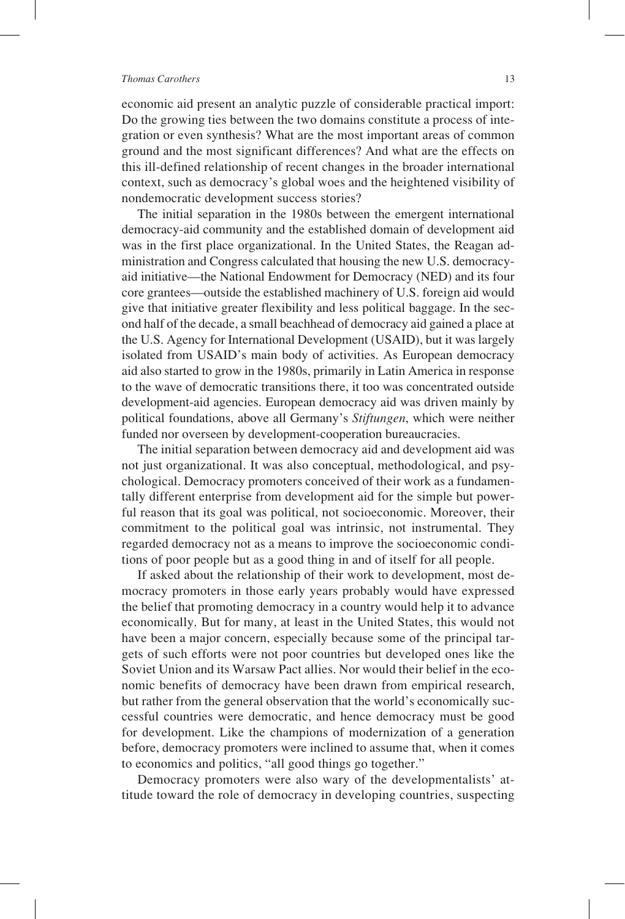economic aid present an analytic puzzle of considerable practical import: Do the growing ties between the two domains constitute a process of integration or even synthesis? What are the most important areas of common ground and the most significant differences? And what are the effects on this ill-defined relationship of recent changes in the broader international context, such as democracy's global woes and the heightened visibility of nondemocratic development success stories?

The initial separation in the 1980s between the emergent international democracy-aid community and the established domain of development aid was in the first place organizational. In the United States, the Reagan administration and Congress calculated that housing the new U.S. democracy-aid initiative—the National Endowment for Democracy (NED) and its four core grantees—outside the established machinery of U.S. foreign aid would give that initiative greater flexibility and less political baggage. In the second half of the decade, a small beachhead of democracy aid gained a place at the U.S. Agency for International Development (USAID), but it was largely isolated from USAID's main body of activities. As European democracy aid also started to grow in the 1980s, primarily in Latin America in response to the wave of democratic transitions there, it too was concentrated outside development-aid agencies. European democracy aid was driven mainly by political foundations, above all Germany's *Stiftungen*, which were neither funded nor overseen by development-cooperation bureaucracies.

The initial separation between democracy aid and development aid was not just organizational. It was also conceptual, methodological, and psychological. Democracy promoters conceived of their work as a fundamentally different enterprise from development aid for the simple but powerful reason that its goal was political, not socioeconomic. Moreover, their commitment to the political goal was intrinsic, not instrumental. They regarded democracy not as a means to improve the socioeconomic conditions of poor people but as a good thing in and of itself for all people.

If asked about the relationship of their work to development, most democracy promoters in those early years probably would have expressed the belief that promoting democracy in a country would help it to advance economically. But for many, at least in the United States, this would not have been a major concern, especially because some of the principal targets of such efforts were not poor countries but developed ones like the Soviet Union and its Warsaw Pact allies. Nor would their belief in the economic benefits of democracy have been drawn from empirical research, but rather from the general observation that the world's economically successful countries were democratic, and hence democracy must be good for development. Like the champions of modernization of a generation before, democracy promoters were inclined to assume that, when it comes to economics and politics, "all good things go together."

Democracy promoters were also wary of the developmentalists' attitude toward the role of democracy in developing countries, suspecting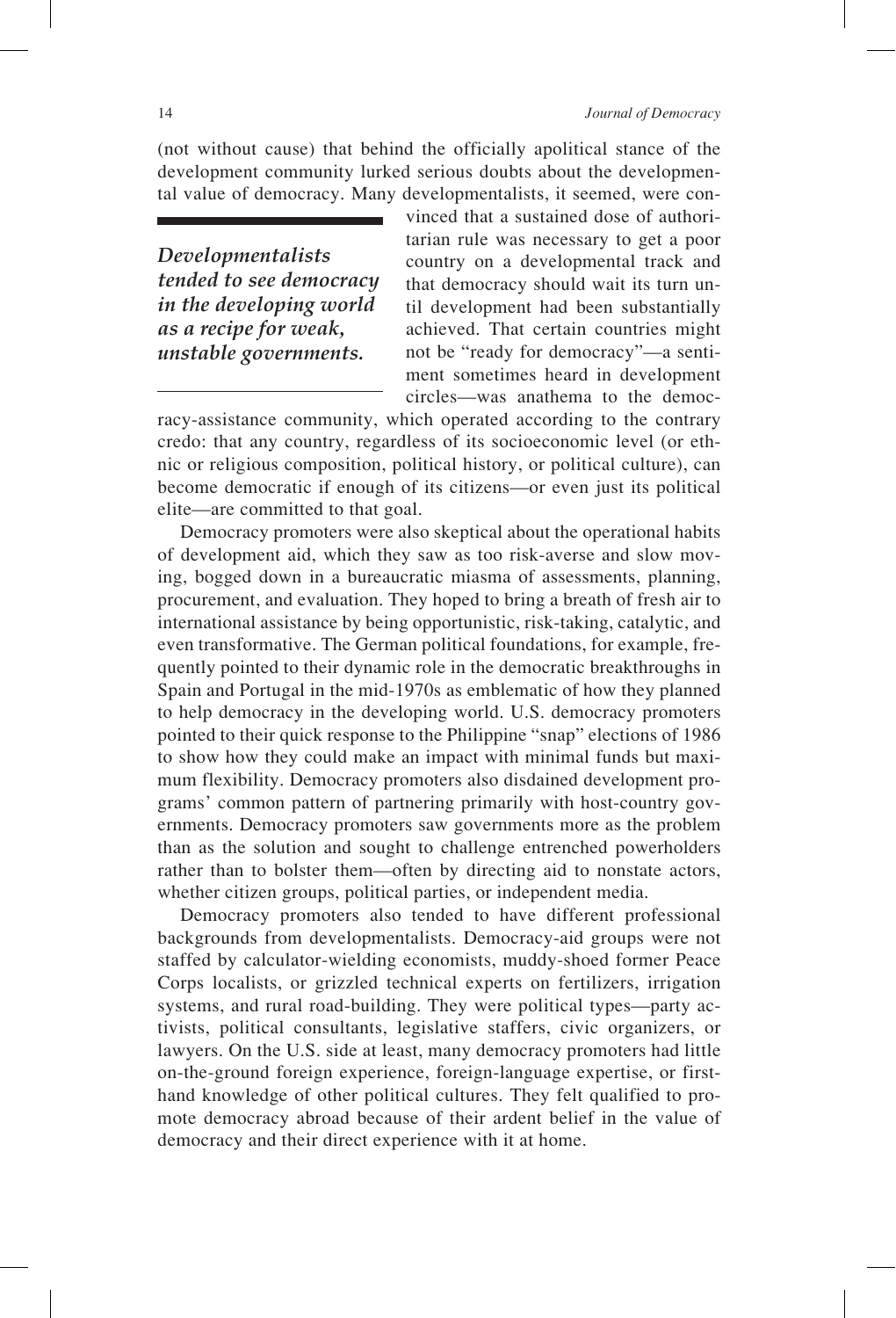(not without cause) that behind the officially apolitical stance of the development community lurked serious doubts about the developmental value of democracy. Many developmentalists, it seemed, were convinced that a sustained dose of authoritarian rule was necessary to get a poor country on a developmental track and that democracy should wait its turn until development had been substantially achieved. That certain countries might not be "ready for democracy"—a sentiment sometimes heard in development circles—was anathema to the democracy-assistance community, which operated according to the contrary credo: that any country, regardless of its socioeconomic level (or ethnic or religious composition, political history, or political culture), can become democratic if enough of its citizens—or even just its political elite—are committed to that goal.

> ***Developmentalists tended to see democracy in the developing world as a recipe for weak, unstable governments.***

Democracy promoters were also skeptical about the operational habits of development aid, which they saw as too risk-averse and slow moving, bogged down in a bureaucratic miasma of assessments, planning, procurement, and evaluation. They hoped to bring a breath of fresh air to international assistance by being opportunistic, risk-taking, catalytic, and even transformative. The German political foundations, for example, frequently pointed to their dynamic role in the democratic breakthroughs in Spain and Portugal in the mid-1970s as emblematic of how they planned to help democracy in the developing world. U.S. democracy promoters pointed to their quick response to the Philippine "snap" elections of 1986 to show how they could make an impact with minimal funds but maximum flexibility. Democracy promoters also disdained development programs' common pattern of partnering primarily with host-country governments. Democracy promoters saw governments more as the problem than as the solution and sought to challenge entrenched powerholders rather than to bolster them—often by directing aid to nonstate actors, whether citizen groups, political parties, or independent media.

Democracy promoters also tended to have different professional backgrounds from developmentalists. Democracy-aid groups were not staffed by calculator-wielding economists, muddy-shoed former Peace Corps localists, or grizzled technical experts on fertilizers, irrigation systems, and rural road-building. They were political types—party activists, political consultants, legislative staffers, civic organizers, or lawyers. On the U.S. side at least, many democracy promoters had little on-the-ground foreign experience, foreign-language expertise, or firsthand knowledge of other political cultures. They felt qualified to promote democracy abroad because of their ardent belief in the value of democracy and their direct experience with it at home.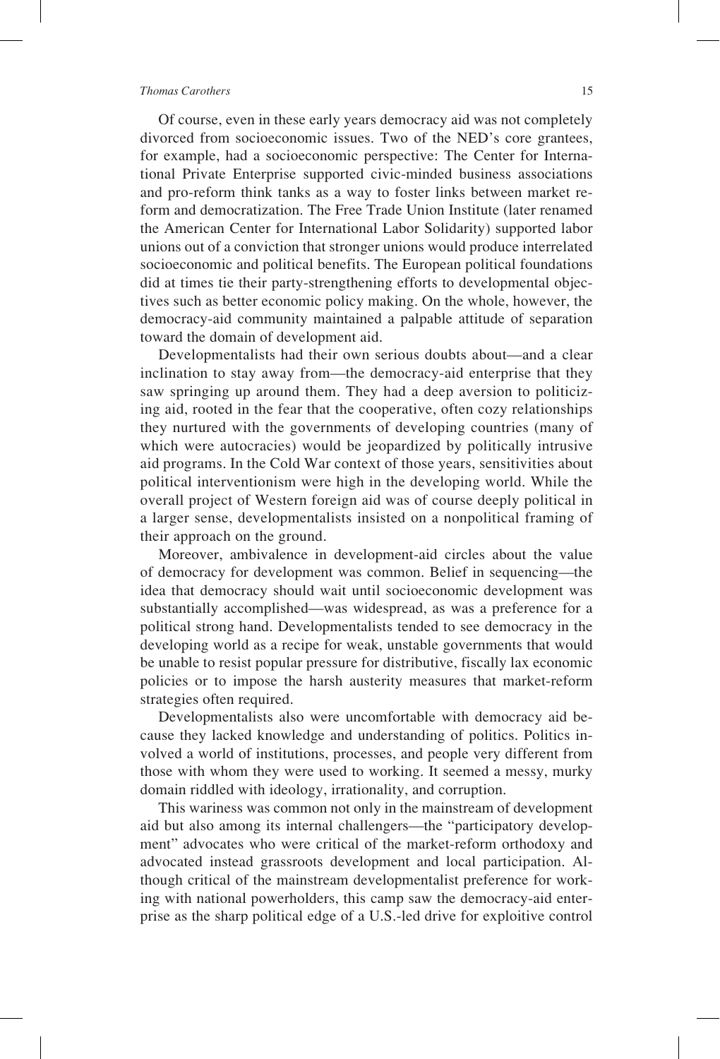Of course, even in these early years democracy aid was not completely divorced from socioeconomic issues. Two of the NED's core grantees, for example, had a socioeconomic perspective: The Center for International Private Enterprise supported civic-minded business associations and pro-reform think tanks as a way to foster links between market reform and democratization. The Free Trade Union Institute (later renamed the American Center for International Labor Solidarity) supported labor unions out of a conviction that stronger unions would produce interrelated socioeconomic and political benefits. The European political foundations did at times tie their party-strengthening efforts to developmental objectives such as better economic policy making. On the whole, however, the democracy-aid community maintained a palpable attitude of separation toward the domain of development aid.

Developmentalists had their own serious doubts about—and a clear inclination to stay away from—the democracy-aid enterprise that they saw springing up around them. They had a deep aversion to politicizing aid, rooted in the fear that the cooperative, often cozy relationships they nurtured with the governments of developing countries (many of which were autocracies) would be jeopardized by politically intrusive aid programs. In the Cold War context of those years, sensitivities about political interventionism were high in the developing world. While the overall project of Western foreign aid was of course deeply political in a larger sense, developmentalists insisted on a nonpolitical framing of their approach on the ground.

Moreover, ambivalence in development-aid circles about the value of democracy for development was common. Belief in sequencing—the idea that democracy should wait until socioeconomic development was substantially accomplished—was widespread, as was a preference for a political strong hand. Developmentalists tended to see democracy in the developing world as a recipe for weak, unstable governments that would be unable to resist popular pressure for distributive, fiscally lax economic policies or to impose the harsh austerity measures that market-reform strategies often required.

Developmentalists also were uncomfortable with democracy aid because they lacked knowledge and understanding of politics. Politics involved a world of institutions, processes, and people very different from those with whom they were used to working. It seemed a messy, murky domain riddled with ideology, irrationality, and corruption.

This wariness was common not only in the mainstream of development aid but also among its internal challengers—the "participatory development" advocates who were critical of the market-reform orthodoxy and advocated instead grassroots development and local participation. Although critical of the mainstream developmentalist preference for working with national powerholders, this camp saw the democracy-aid enterprise as the sharp political edge of a U.S.-led drive for exploitive control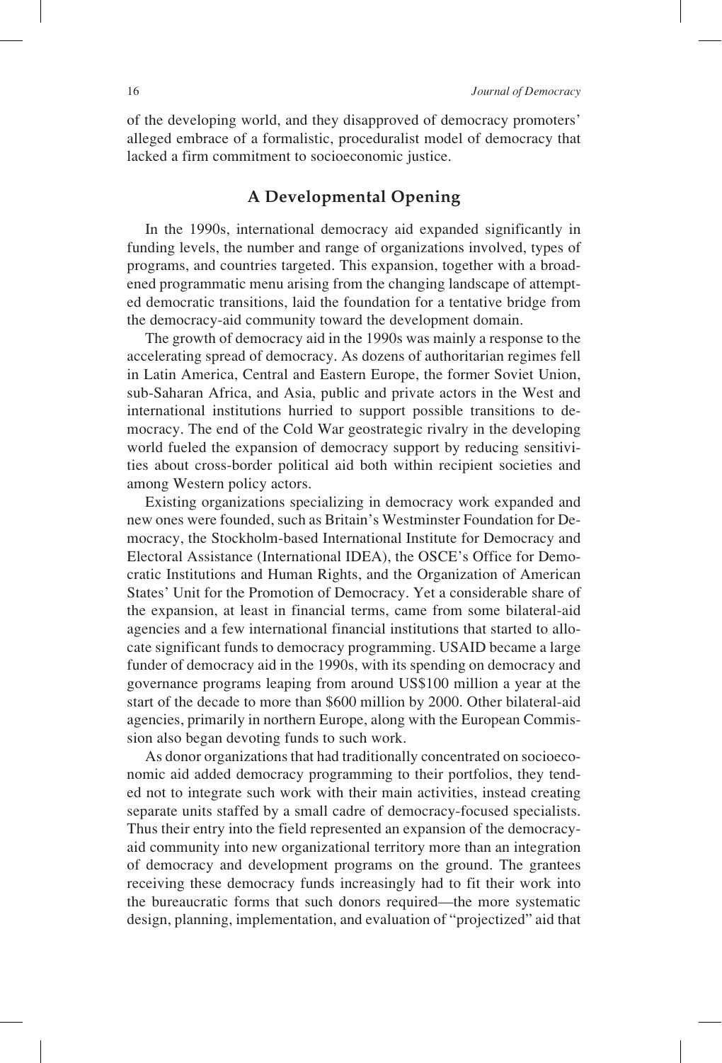of the developing world, and they disapproved of democracy promoters' alleged embrace of a formalistic, proceduralist model of democracy that lacked a firm commitment to socioeconomic justice.

## A Developmental Opening

In the 1990s, international democracy aid expanded significantly in funding levels, the number and range of organizations involved, types of programs, and countries targeted. This expansion, together with a broadened programmatic menu arising from the changing landscape of attempted democratic transitions, laid the foundation for a tentative bridge from the democracy-aid community toward the development domain.

The growth of democracy aid in the 1990s was mainly a response to the accelerating spread of democracy. As dozens of authoritarian regimes fell in Latin America, Central and Eastern Europe, the former Soviet Union, sub-Saharan Africa, and Asia, public and private actors in the West and international institutions hurried to support possible transitions to democracy. The end of the Cold War geostrategic rivalry in the developing world fueled the expansion of democracy support by reducing sensitivities about cross-border political aid both within recipient societies and among Western policy actors.

Existing organizations specializing in democracy work expanded and new ones were founded, such as Britain's Westminster Foundation for Democracy, the Stockholm-based International Institute for Democracy and Electoral Assistance (International IDEA), the OSCE's Office for Democratic Institutions and Human Rights, and the Organization of American States' Unit for the Promotion of Democracy. Yet a considerable share of the expansion, at least in financial terms, came from some bilateral-aid agencies and a few international financial institutions that started to allocate significant funds to democracy programming. USAID became a large funder of democracy aid in the 1990s, with its spending on democracy and governance programs leaping from around US$100 million a year at the start of the decade to more than $600 million by 2000. Other bilateral-aid agencies, primarily in northern Europe, along with the European Commission also began devoting funds to such work.

As donor organizations that had traditionally concentrated on socioeconomic aid added democracy programming to their portfolios, they tended not to integrate such work with their main activities, instead creating separate units staffed by a small cadre of democracy-focused specialists. Thus their entry into the field represented an expansion of the democracy-aid community into new organizational territory more than an integration of democracy and development programs on the ground. The grantees receiving these democracy funds increasingly had to fit their work into the bureaucratic forms that such donors required—the more systematic design, planning, implementation, and evaluation of "projectized" aid that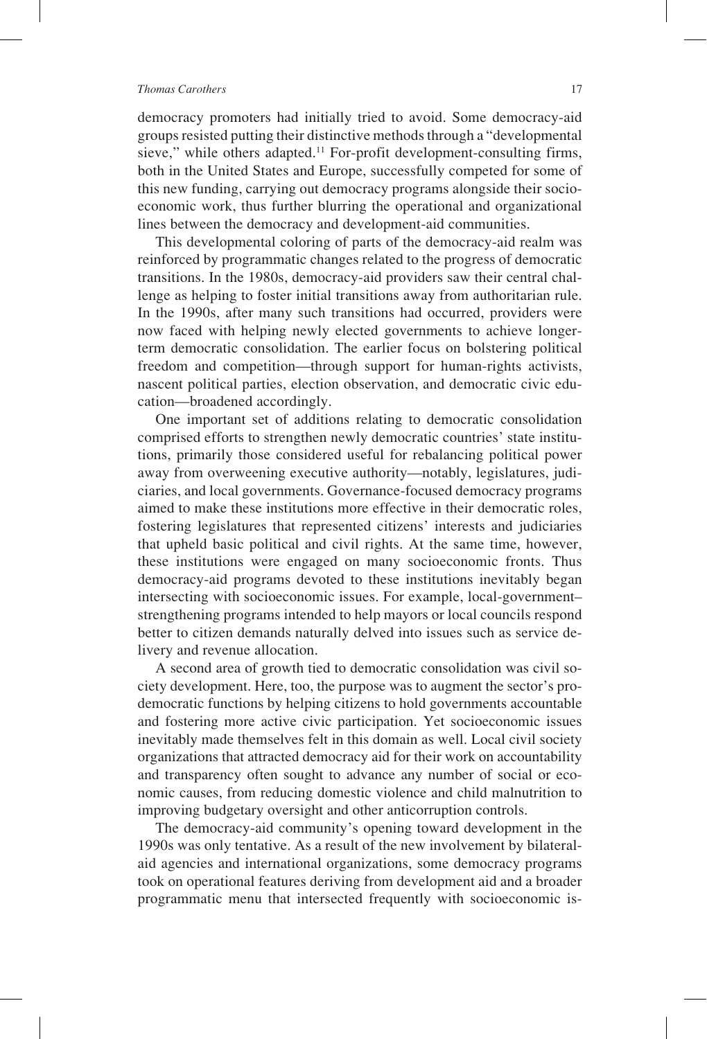democracy promoters had initially tried to avoid. Some democracy-aid groups resisted putting their distinctive methods through a "developmental sieve," while others adapted.[11] For-profit development-consulting firms, both in the United States and Europe, successfully competed for some of this new funding, carrying out democracy programs alongside their socioeconomic work, thus further blurring the operational and organizational lines between the democracy and development-aid communities.

This developmental coloring of parts of the democracy-aid realm was reinforced by programmatic changes related to the progress of democratic transitions. In the 1980s, democracy-aid providers saw their central challenge as helping to foster initial transitions away from authoritarian rule. In the 1990s, after many such transitions had occurred, providers were now faced with helping newly elected governments to achieve longer-term democratic consolidation. The earlier focus on bolstering political freedom and competition—through support for human-rights activists, nascent political parties, election observation, and democratic civic education—broadened accordingly.

One important set of additions relating to democratic consolidation comprised efforts to strengthen newly democratic countries' state institutions, primarily those considered useful for rebalancing political power away from overweening executive authority—notably, legislatures, judiciaries, and local governments. Governance-focused democracy programs aimed to make these institutions more effective in their democratic roles, fostering legislatures that represented citizens' interests and judiciaries that upheld basic political and civil rights. At the same time, however, these institutions were engaged on many socioeconomic fronts. Thus democracy-aid programs devoted to these institutions inevitably began intersecting with socioeconomic issues. For example, local-government–strengthening programs intended to help mayors or local councils respond better to citizen demands naturally delved into issues such as service delivery and revenue allocation.

A second area of growth tied to democratic consolidation was civil society development. Here, too, the purpose was to augment the sector's pro-democratic functions by helping citizens to hold governments accountable and fostering more active civic participation. Yet socioeconomic issues inevitably made themselves felt in this domain as well. Local civil society organizations that attracted democracy aid for their work on accountability and transparency often sought to advance any number of social or economic causes, from reducing domestic violence and child malnutrition to improving budgetary oversight and other anticorruption controls.

The democracy-aid community's opening toward development in the 1990s was only tentative. As a result of the new involvement by bilateral-aid agencies and international organizations, some democracy programs took on operational features deriving from development aid and a broader programmatic menu that intersected frequently with socioeconomic is-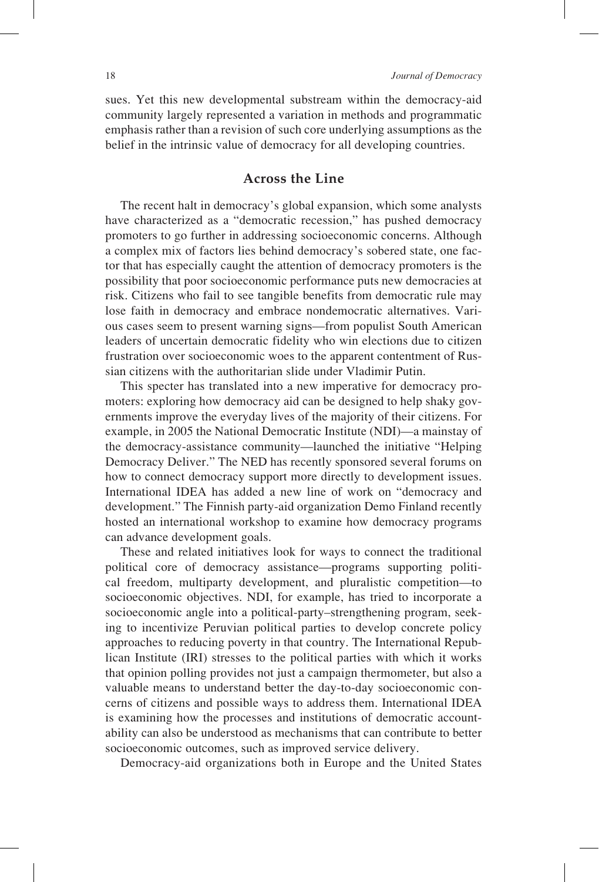sues. Yet this new developmental substream within the democracy-aid community largely represented a variation in methods and programmatic emphasis rather than a revision of such core underlying assumptions as the belief in the intrinsic value of democracy for all developing countries.

## Across the Line

The recent halt in democracy's global expansion, which some analysts have characterized as a "democratic recession," has pushed democracy promoters to go further in addressing socioeconomic concerns. Although a complex mix of factors lies behind democracy's sobered state, one factor that has especially caught the attention of democracy promoters is the possibility that poor socioeconomic performance puts new democracies at risk. Citizens who fail to see tangible benefits from democratic rule may lose faith in democracy and embrace nondemocratic alternatives. Various cases seem to present warning signs—from populist South American leaders of uncertain democratic fidelity who win elections due to citizen frustration over socioeconomic woes to the apparent contentment of Russian citizens with the authoritarian slide under Vladimir Putin.

This specter has translated into a new imperative for democracy promoters: exploring how democracy aid can be designed to help shaky governments improve the everyday lives of the majority of their citizens. For example, in 2005 the National Democratic Institute (NDI)—a mainstay of the democracy-assistance community—launched the initiative "Helping Democracy Deliver." The NED has recently sponsored several forums on how to connect democracy support more directly to development issues. International IDEA has added a new line of work on "democracy and development." The Finnish party-aid organization Demo Finland recently hosted an international workshop to examine how democracy programs can advance development goals.

These and related initiatives look for ways to connect the traditional political core of democracy assistance—programs supporting political freedom, multiparty development, and pluralistic competition—to socioeconomic objectives. NDI, for example, has tried to incorporate a socioeconomic angle into a political-party–strengthening program, seeking to incentivize Peruvian political parties to develop concrete policy approaches to reducing poverty in that country. The International Republican Institute (IRI) stresses to the political parties with which it works that opinion polling provides not just a campaign thermometer, but also a valuable means to understand better the day-to-day socioeconomic concerns of citizens and possible ways to address them. International IDEA is examining how the processes and institutions of democratic accountability can also be understood as mechanisms that can contribute to better socioeconomic outcomes, such as improved service delivery.

Democracy-aid organizations both in Europe and the United States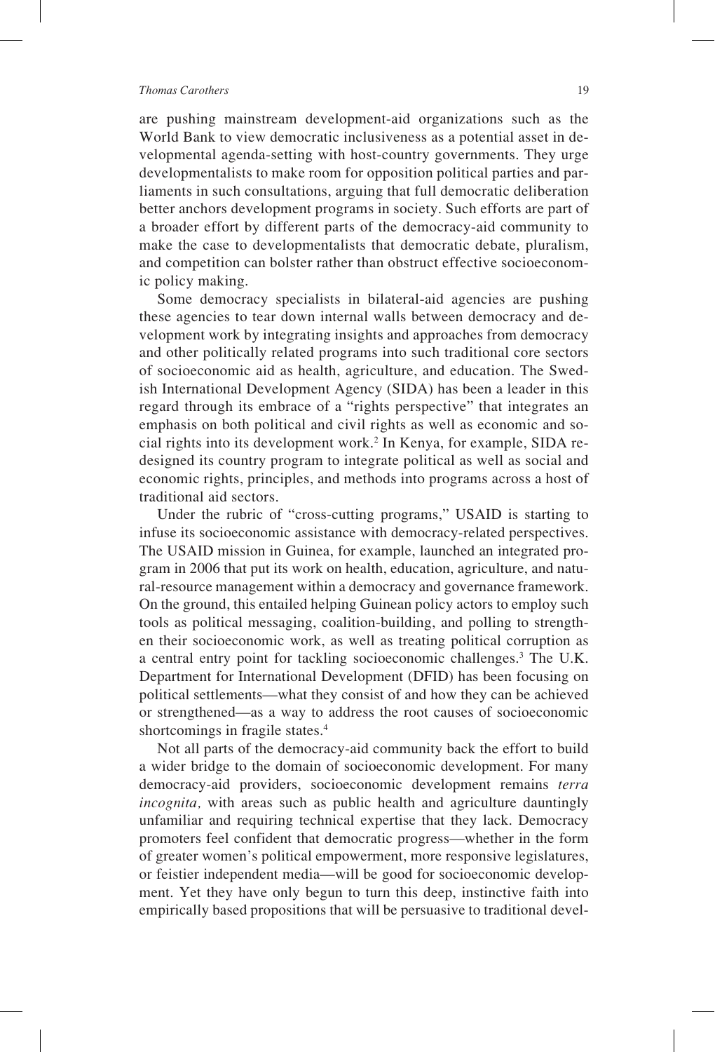are pushing mainstream development-aid organizations such as the World Bank to view democratic inclusiveness as a potential asset in developmental agenda-setting with host-country governments. They urge developmentalists to make room for opposition political parties and parliaments in such consultations, arguing that full democratic deliberation better anchors development programs in society. Such efforts are part of a broader effort by different parts of the democracy-aid community to make the case to developmentalists that democratic debate, pluralism, and competition can bolster rather than obstruct effective socioeconomic policy making.

Some democracy specialists in bilateral-aid agencies are pushing these agencies to tear down internal walls between democracy and development work by integrating insights and approaches from democracy and other politically related programs into such traditional core sectors of socioeconomic aid as health, agriculture, and education. The Swedish International Development Agency (SIDA) has been a leader in this regard through its embrace of a "rights perspective" that integrates an emphasis on both political and civil rights as well as economic and social rights into its development work.[2] In Kenya, for example, SIDA redesigned its country program to integrate political as well as social and economic rights, principles, and methods into programs across a host of traditional aid sectors.

Under the rubric of "cross-cutting programs," USAID is starting to infuse its socioeconomic assistance with democracy-related perspectives. The USAID mission in Guinea, for example, launched an integrated program in 2006 that put its work on health, education, agriculture, and natural-resource management within a democracy and governance framework. On the ground, this entailed helping Guinean policy actors to employ such tools as political messaging, coalition-building, and polling to strengthen their socioeconomic work, as well as treating political corruption as a central entry point for tackling socioeconomic challenges.[3] The U.K. Department for International Development (DFID) has been focusing on political settlements—what they consist of and how they can be achieved or strengthened—as a way to address the root causes of socioeconomic shortcomings in fragile states.[4]

Not all parts of the democracy-aid community back the effort to build a wider bridge to the domain of socioeconomic development. For many democracy-aid providers, socioeconomic development remains *terra incognita,* with areas such as public health and agriculture dauntingly unfamiliar and requiring technical expertise that they lack. Democracy promoters feel confident that democratic progress—whether in the form of greater women's political empowerment, more responsive legislatures, or feistier independent media—will be good for socioeconomic development. Yet they have only begun to turn this deep, instinctive faith into empirically based propositions that will be persuasive to traditional devel-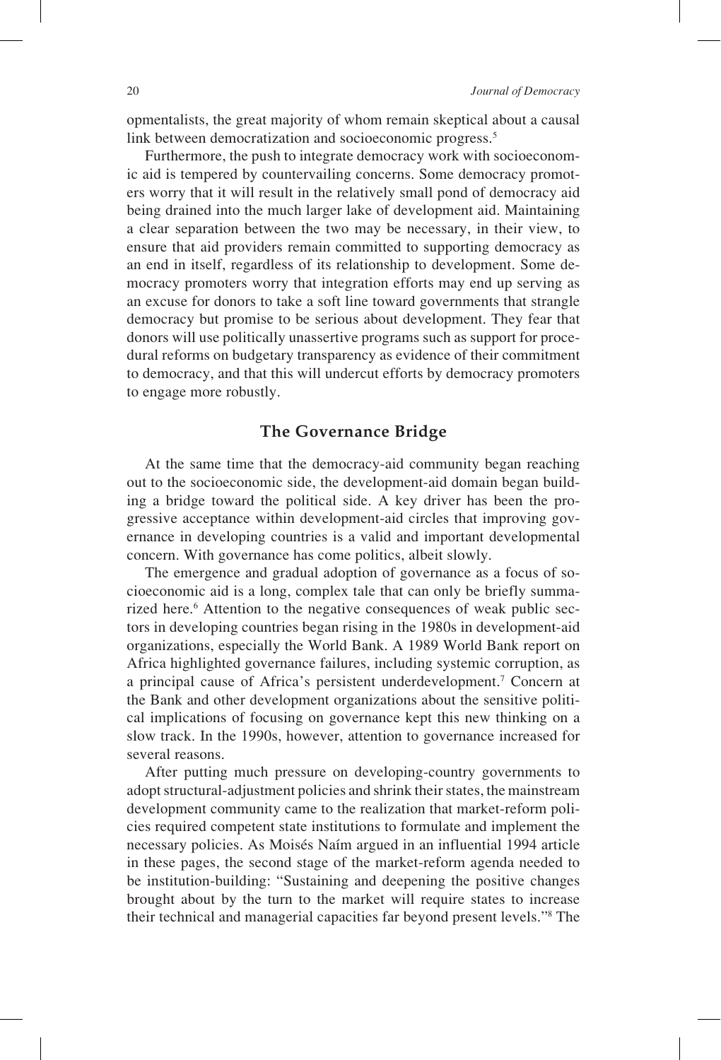opmentalists, the great majority of whom remain skeptical about a causal link between democratization and socioeconomic progress.[5]

Furthermore, the push to integrate democracy work with socioeconomic aid is tempered by countervailing concerns. Some democracy promoters worry that it will result in the relatively small pond of democracy aid being drained into the much larger lake of development aid. Maintaining a clear separation between the two may be necessary, in their view, to ensure that aid providers remain committed to supporting democracy as an end in itself, regardless of its relationship to development. Some democracy promoters worry that integration efforts may end up serving as an excuse for donors to take a soft line toward governments that strangle democracy but promise to be serious about development. They fear that donors will use politically unassertive programs such as support for procedural reforms on budgetary transparency as evidence of their commitment to democracy, and that this will undercut efforts by democracy promoters to engage more robustly.

## The Governance Bridge

At the same time that the democracy-aid community began reaching out to the socioeconomic side, the development-aid domain began building a bridge toward the political side. A key driver has been the progressive acceptance within development-aid circles that improving governance in developing countries is a valid and important developmental concern. With governance has come politics, albeit slowly.

The emergence and gradual adoption of governance as a focus of socioeconomic aid is a long, complex tale that can only be briefly summarized here.[6] Attention to the negative consequences of weak public sectors in developing countries began rising in the 1980s in development-aid organizations, especially the World Bank. A 1989 World Bank report on Africa highlighted governance failures, including systemic corruption, as a principal cause of Africa's persistent underdevelopment.[7] Concern at the Bank and other development organizations about the sensitive political implications of focusing on governance kept this new thinking on a slow track. In the 1990s, however, attention to governance increased for several reasons.

After putting much pressure on developing-country governments to adopt structural-adjustment policies and shrink their states, the mainstream development community came to the realization that market-reform policies required competent state institutions to formulate and implement the necessary policies. As Moisés Naím argued in an influential 1994 article in these pages, the second stage of the market-reform agenda needed to be institution-building: "Sustaining and deepening the positive changes brought about by the turn to the market will require states to increase their technical and managerial capacities far beyond present levels."[8] The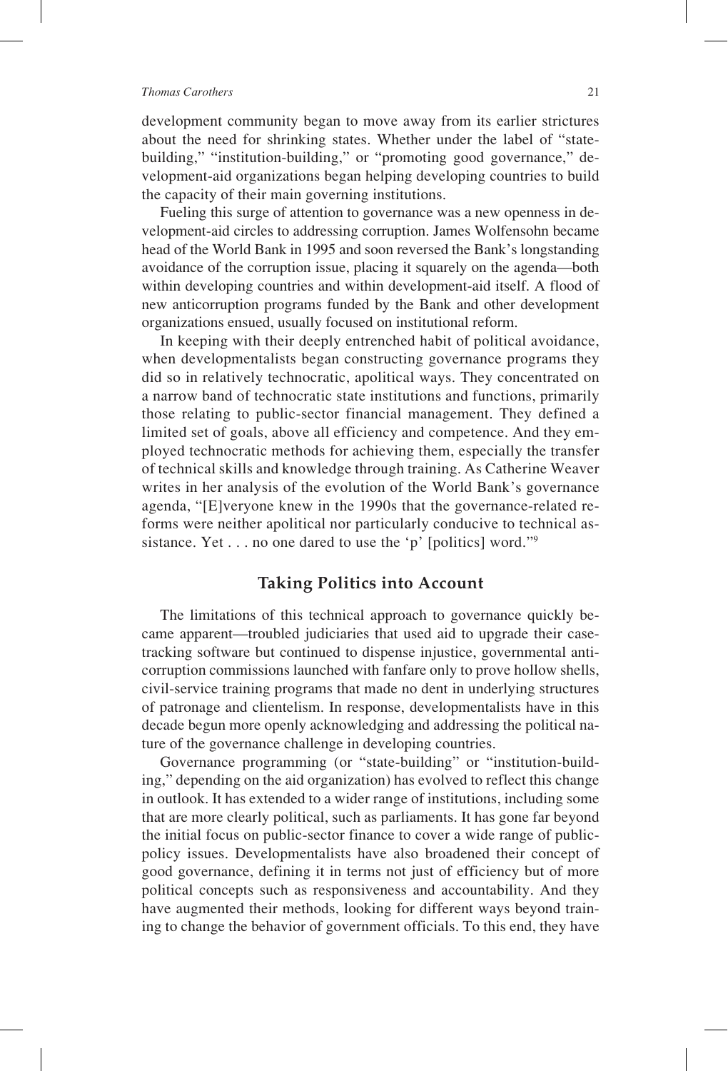development community began to move away from its earlier strictures about the need for shrinking states. Whether under the label of "state-building," "institution-building," or "promoting good governance," development-aid organizations began helping developing countries to build the capacity of their main governing institutions.

Fueling this surge of attention to governance was a new openness in development-aid circles to addressing corruption. James Wolfensohn became head of the World Bank in 1995 and soon reversed the Bank's longstanding avoidance of the corruption issue, placing it squarely on the agenda—both within developing countries and within development-aid itself. A flood of new anticorruption programs funded by the Bank and other development organizations ensued, usually focused on institutional reform.

In keeping with their deeply entrenched habit of political avoidance, when developmentalists began constructing governance programs they did so in relatively technocratic, apolitical ways. They concentrated on a narrow band of technocratic state institutions and functions, primarily those relating to public-sector financial management. They defined a limited set of goals, above all efficiency and competence. And they employed technocratic methods for achieving them, especially the transfer of technical skills and knowledge through training. As Catherine Weaver writes in her analysis of the evolution of the World Bank's governance agenda, "[E]veryone knew in the 1990s that the governance-related reforms were neither apolitical nor particularly conducive to technical assistance. Yet . . . no one dared to use the 'p' [politics] word."[9]

## Taking Politics into Account

The limitations of this technical approach to governance quickly became apparent—troubled judiciaries that used aid to upgrade their case-tracking software but continued to dispense injustice, governmental anticorruption commissions launched with fanfare only to prove hollow shells, civil-service training programs that made no dent in underlying structures of patronage and clientelism. In response, developmentalists have in this decade begun more openly acknowledging and addressing the political nature of the governance challenge in developing countries.

Governance programming (or "state-building" or "institution-building," depending on the aid organization) has evolved to reflect this change in outlook. It has extended to a wider range of institutions, including some that are more clearly political, such as parliaments. It has gone far beyond the initial focus on public-sector finance to cover a wide range of public-policy issues. Developmentalists have also broadened their concept of good governance, defining it in terms not just of efficiency but of more political concepts such as responsiveness and accountability. And they have augmented their methods, looking for different ways beyond training to change the behavior of government officials. To this end, they have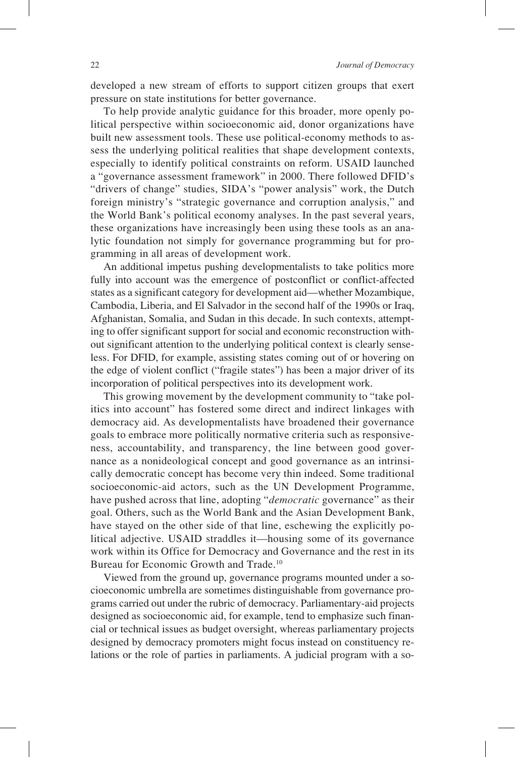developed a new stream of efforts to support citizen groups that exert pressure on state institutions for better governance.

To help provide analytic guidance for this broader, more openly political perspective within socioeconomic aid, donor organizations have built new assessment tools. These use political-economy methods to assess the underlying political realities that shape development contexts, especially to identify political constraints on reform. USAID launched a "governance assessment framework" in 2000. There followed DFID's "drivers of change" studies, SIDA's "power analysis" work, the Dutch foreign ministry's "strategic governance and corruption analysis," and the World Bank's political economy analyses. In the past several years, these organizations have increasingly been using these tools as an analytic foundation not simply for governance programming but for programming in all areas of development work.

An additional impetus pushing developmentalists to take politics more fully into account was the emergence of postconflict or conflict-affected states as a significant category for development aid—whether Mozambique, Cambodia, Liberia, and El Salvador in the second half of the 1990s or Iraq, Afghanistan, Somalia, and Sudan in this decade. In such contexts, attempting to offer significant support for social and economic reconstruction without significant attention to the underlying political context is clearly senseless. For DFID, for example, assisting states coming out of or hovering on the edge of violent conflict ("fragile states") has been a major driver of its incorporation of political perspectives into its development work.

This growing movement by the development community to "take politics into account" has fostered some direct and indirect linkages with democracy aid. As developmentalists have broadened their governance goals to embrace more politically normative criteria such as responsiveness, accountability, and transparency, the line between good governance as a nonideological concept and good governance as an intrinsically democratic concept has become very thin indeed. Some traditional socioeconomic-aid actors, such as the UN Development Programme, have pushed across that line, adopting "*democratic* governance" as their goal. Others, such as the World Bank and the Asian Development Bank, have stayed on the other side of that line, eschewing the explicitly political adjective. USAID straddles it—housing some of its governance work within its Office for Democracy and Governance and the rest in its Bureau for Economic Growth and Trade.[10]

Viewed from the ground up, governance programs mounted under a socioeconomic umbrella are sometimes distinguishable from governance programs carried out under the rubric of democracy. Parliamentary-aid projects designed as socioeconomic aid, for example, tend to emphasize such financial or technical issues as budget oversight, whereas parliamentary projects designed by democracy promoters might focus instead on constituency relations or the role of parties in parliaments. A judicial program with a so-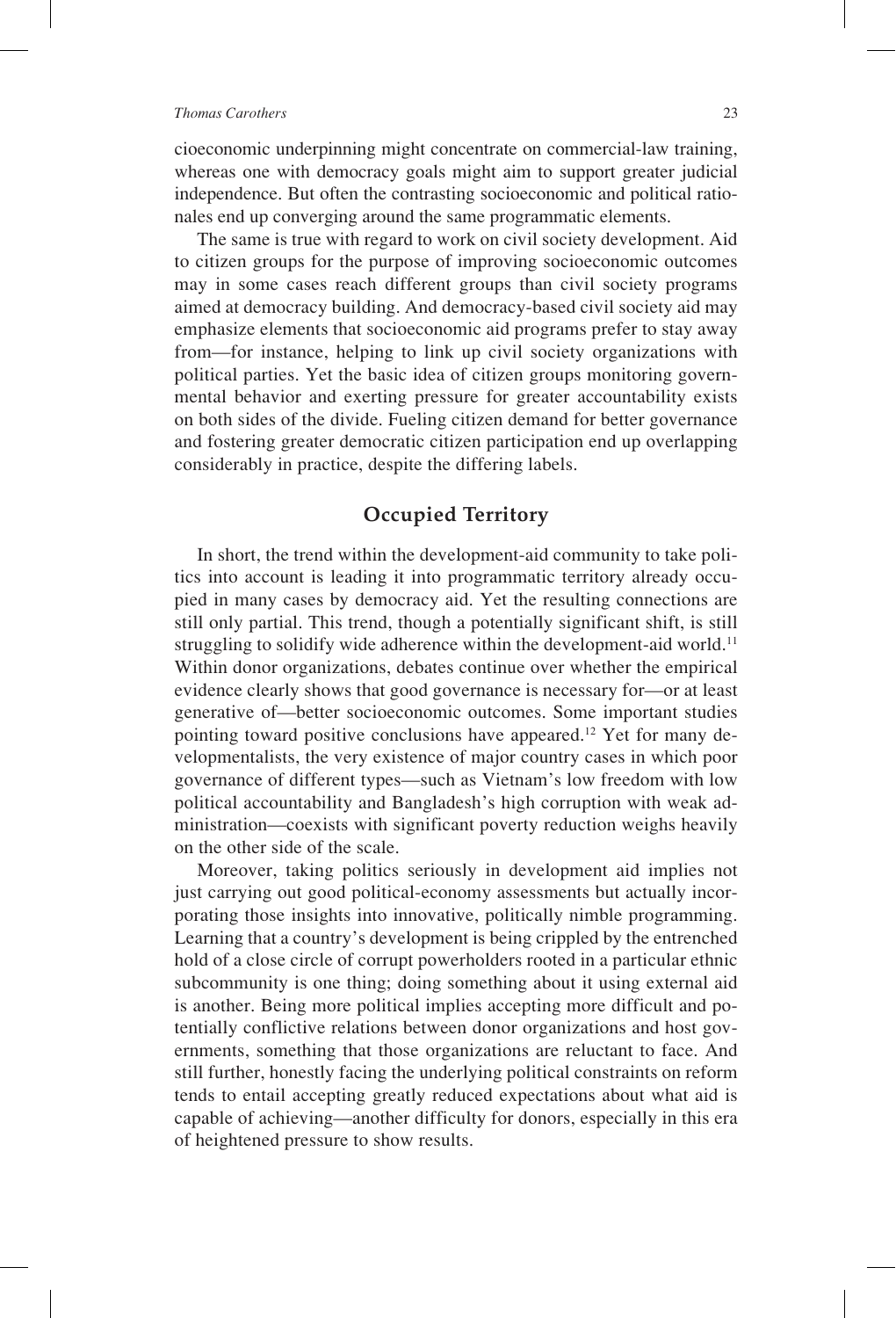cioeconomic underpinning might concentrate on commercial-law training, whereas one with democracy goals might aim to support greater judicial independence. But often the contrasting socioeconomic and political rationales end up converging around the same programmatic elements.

The same is true with regard to work on civil society development. Aid to citizen groups for the purpose of improving socioeconomic outcomes may in some cases reach different groups than civil society programs aimed at democracy building. And democracy-based civil society aid may emphasize elements that socioeconomic aid programs prefer to stay away from—for instance, helping to link up civil society organizations with political parties. Yet the basic idea of citizen groups monitoring governmental behavior and exerting pressure for greater accountability exists on both sides of the divide. Fueling citizen demand for better governance and fostering greater democratic citizen participation end up overlapping considerably in practice, despite the differing labels.

## Occupied Territory

In short, the trend within the development-aid community to take politics into account is leading it into programmatic territory already occupied in many cases by democracy aid. Yet the resulting connections are still only partial. This trend, though a potentially significant shift, is still struggling to solidify wide adherence within the development-aid world.[11] Within donor organizations, debates continue over whether the empirical evidence clearly shows that good governance is necessary for—or at least generative of—better socioeconomic outcomes. Some important studies pointing toward positive conclusions have appeared.[12] Yet for many developmentalists, the very existence of major country cases in which poor governance of different types—such as Vietnam's low freedom with low political accountability and Bangladesh's high corruption with weak administration—coexists with significant poverty reduction weighs heavily on the other side of the scale.

Moreover, taking politics seriously in development aid implies not just carrying out good political-economy assessments but actually incorporating those insights into innovative, politically nimble programming. Learning that a country's development is being crippled by the entrenched hold of a close circle of corrupt powerholders rooted in a particular ethnic subcommunity is one thing; doing something about it using external aid is another. Being more political implies accepting more difficult and potentially conflictive relations between donor organizations and host governments, something that those organizations are reluctant to face. And still further, honestly facing the underlying political constraints on reform tends to entail accepting greatly reduced expectations about what aid is capable of achieving—another difficulty for donors, especially in this era of heightened pressure to show results.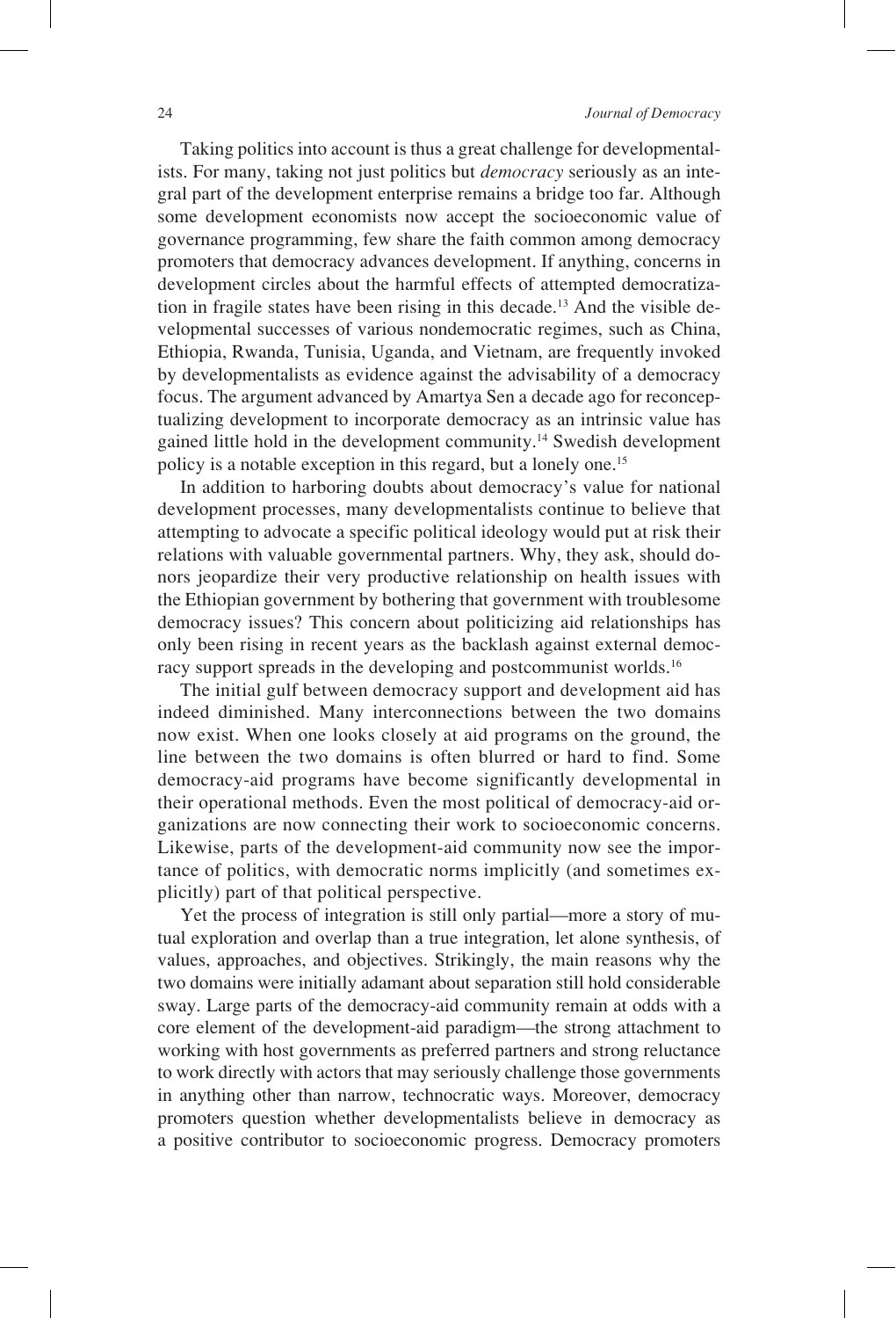Taking politics into account is thus a great challenge for developmentalists. For many, taking not just politics but *democracy* seriously as an integral part of the development enterprise remains a bridge too far. Although some development economists now accept the socioeconomic value of governance programming, few share the faith common among democracy promoters that democracy advances development. If anything, concerns in development circles about the harmful effects of attempted democratization in fragile states have been rising in this decade.[13] And the visible developmental successes of various nondemocratic regimes, such as China, Ethiopia, Rwanda, Tunisia, Uganda, and Vietnam, are frequently invoked by developmentalists as evidence against the advisability of a democracy focus. The argument advanced by Amartya Sen a decade ago for reconceptualizing development to incorporate democracy as an intrinsic value has gained little hold in the development community.[14] Swedish development policy is a notable exception in this regard, but a lonely one.[15]

In addition to harboring doubts about democracy's value for national development processes, many developmentalists continue to believe that attempting to advocate a specific political ideology would put at risk their relations with valuable governmental partners. Why, they ask, should donors jeopardize their very productive relationship on health issues with the Ethiopian government by bothering that government with troublesome democracy issues? This concern about politicizing aid relationships has only been rising in recent years as the backlash against external democracy support spreads in the developing and postcommunist worlds.[16]

The initial gulf between democracy support and development aid has indeed diminished. Many interconnections between the two domains now exist. When one looks closely at aid programs on the ground, the line between the two domains is often blurred or hard to find. Some democracy-aid programs have become significantly developmental in their operational methods. Even the most political of democracy-aid organizations are now connecting their work to socioeconomic concerns. Likewise, parts of the development-aid community now see the importance of politics, with democratic norms implicitly (and sometimes explicitly) part of that political perspective.

Yet the process of integration is still only partial—more a story of mutual exploration and overlap than a true integration, let alone synthesis, of values, approaches, and objectives. Strikingly, the main reasons why the two domains were initially adamant about separation still hold considerable sway. Large parts of the democracy-aid community remain at odds with a core element of the development-aid paradigm—the strong attachment to working with host governments as preferred partners and strong reluctance to work directly with actors that may seriously challenge those governments in anything other than narrow, technocratic ways. Moreover, democracy promoters question whether developmentalists believe in democracy as a positive contributor to socioeconomic progress. Democracy promoters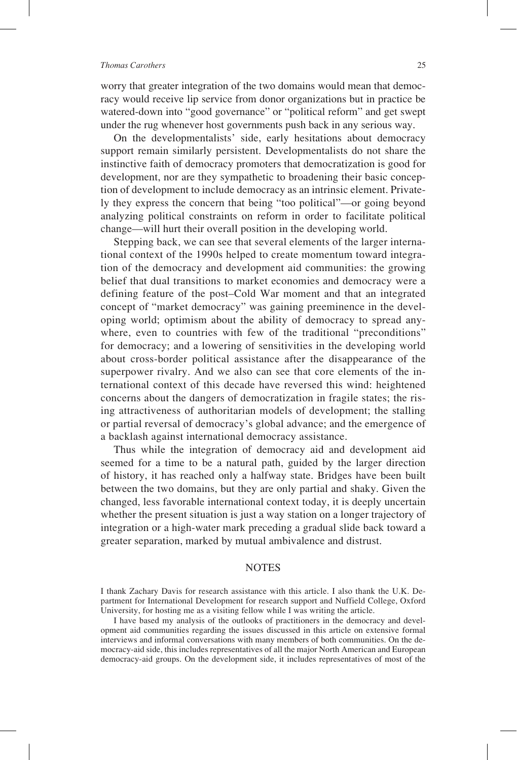worry that greater integration of the two domains would mean that democracy would receive lip service from donor organizations but in practice be watered-down into "good governance" or "political reform" and get swept under the rug whenever host governments push back in any serious way.

On the developmentalists' side, early hesitations about democracy support remain similarly persistent. Developmentalists do not share the instinctive faith of democracy promoters that democratization is good for development, nor are they sympathetic to broadening their basic conception of development to include democracy as an intrinsic element. Privately they express the concern that being "too political"—or going beyond analyzing political constraints on reform in order to facilitate political change—will hurt their overall position in the developing world.

Stepping back, we can see that several elements of the larger international context of the 1990s helped to create momentum toward integration of the democracy and development aid communities: the growing belief that dual transitions to market economies and democracy were a defining feature of the post–Cold War moment and that an integrated concept of "market democracy" was gaining preeminence in the developing world; optimism about the ability of democracy to spread anywhere, even to countries with few of the traditional "preconditions" for democracy; and a lowering of sensitivities in the developing world about cross-border political assistance after the disappearance of the superpower rivalry. And we also can see that core elements of the international context of this decade have reversed this wind: heightened concerns about the dangers of democratization in fragile states; the rising attractiveness of authoritarian models of development; the stalling or partial reversal of democracy's global advance; and the emergence of a backlash against international democracy assistance.

Thus while the integration of democracy aid and development aid seemed for a time to be a natural path, guided by the larger direction of history, it has reached only a halfway state. Bridges have been built between the two domains, but they are only partial and shaky. Given the changed, less favorable international context today, it is deeply uncertain whether the present situation is just a way station on a longer trajectory of integration or a high-water mark preceding a gradual slide back toward a greater separation, marked by mutual ambivalence and distrust.

## NOTES

I thank Zachary Davis for research assistance with this article. I also thank the U.K. Department for International Development for research support and Nuffield College, Oxford University, for hosting me as a visiting fellow while I was writing the article.

I have based my analysis of the outlooks of practitioners in the democracy and development aid communities regarding the issues discussed in this article on extensive formal interviews and informal conversations with many members of both communities. On the democracy-aid side, this includes representatives of all the major North American and European democracy-aid groups. On the development side, it includes representatives of most of the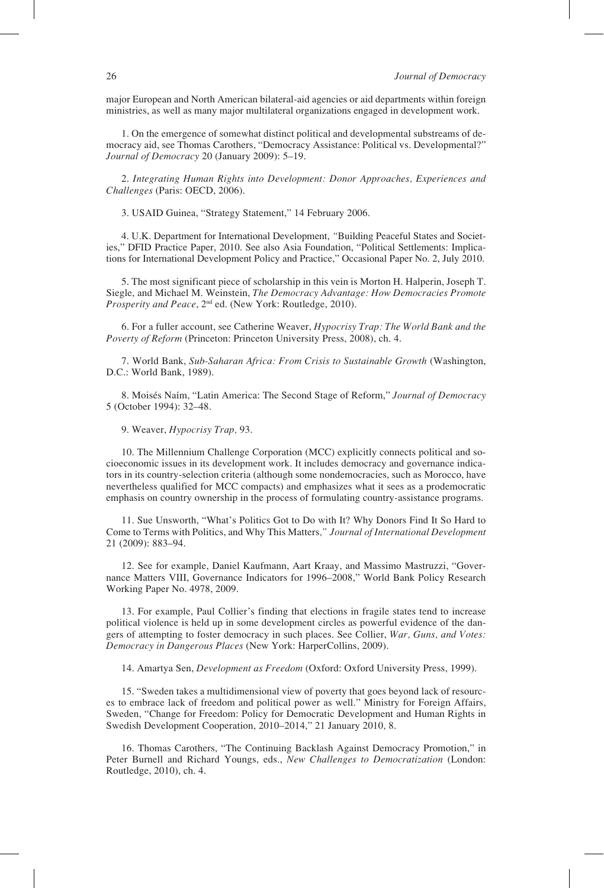major European and North American bilateral-aid agencies or aid departments within foreign ministries, as well as many major multilateral organizations engaged in development work.

1. On the emergence of somewhat distinct political and developmental substreams of democracy aid, see Thomas Carothers, "Democracy Assistance: Political vs. Developmental?" *Journal of Democracy* 20 (January 2009): 5–19.

2. *Integrating Human Rights into Development: Donor Approaches, Experiences and Challenges* (Paris: OECD, 2006).

3. USAID Guinea, "Strategy Statement," 14 February 2006.

4. U.K. Department for International Development, "Building Peaceful States and Societies," DFID Practice Paper, 2010. See also Asia Foundation, "Political Settlements: Implications for International Development Policy and Practice," Occasional Paper No. 2, July 2010.

5. The most significant piece of scholarship in this vein is Morton H. Halperin, Joseph T. Siegle, and Michael M. Weinstein, *The Democracy Advantage: How Democracies Promote Prosperity and Peace*, 2nd ed. (New York: Routledge, 2010).

6. For a fuller account, see Catherine Weaver, *Hypocrisy Trap: The World Bank and the Poverty of Reform* (Princeton: Princeton University Press, 2008), ch. 4.

7. World Bank, *Sub-Saharan Africa: From Crisis to Sustainable Growth* (Washington, D.C.: World Bank, 1989).

8. Moisés Naím, "Latin America: The Second Stage of Reform," *Journal of Democracy* 5 (October 1994): 32–48.

9. Weaver, *Hypocrisy Trap,* 93.

10. The Millennium Challenge Corporation (MCC) explicitly connects political and socioeconomic issues in its development work. It includes democracy and governance indicators in its country-selection criteria (although some nondemocracies, such as Morocco, have nevertheless qualified for MCC compacts) and emphasizes what it sees as a prodemocratic emphasis on country ownership in the process of formulating country-assistance programs.

11. Sue Unsworth, "What's Politics Got to Do with It? Why Donors Find It So Hard to Come to Terms with Politics, and Why This Matters," *Journal of International Development* 21 (2009): 883–94.

12. See for example, Daniel Kaufmann, Aart Kraay, and Massimo Mastruzzi, "Governance Matters VIII, Governance Indicators for 1996–2008," World Bank Policy Research Working Paper No. 4978, 2009.

13. For example, Paul Collier's finding that elections in fragile states tend to increase political violence is held up in some development circles as powerful evidence of the dangers of attempting to foster democracy in such places. See Collier, *War, Guns, and Votes: Democracy in Dangerous Places* (New York: HarperCollins, 2009).

14. Amartya Sen, *Development as Freedom* (Oxford: Oxford University Press, 1999).

15. "Sweden takes a multidimensional view of poverty that goes beyond lack of resources to embrace lack of freedom and political power as well." Ministry for Foreign Affairs, Sweden, "Change for Freedom: Policy for Democratic Development and Human Rights in Swedish Development Cooperation, 2010–2014," 21 January 2010, 8.

16. Thomas Carothers, "The Continuing Backlash Against Democracy Promotion," in Peter Burnell and Richard Youngs, eds., *New Challenges to Democratization* (London: Routledge, 2010), ch. 4.